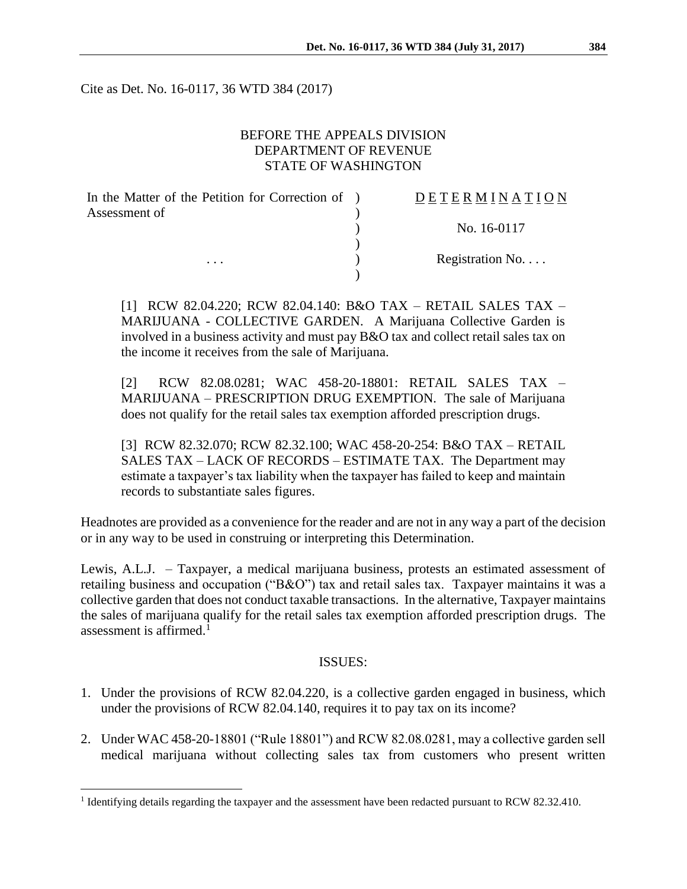Cite as Det. No. 16-0117, 36 WTD 384 (2017)

BEFORE THE APPEALS DIVISION
DEPARTMENT OF REVENUE
STATE OF WASHINGTON

| In the Matter of the Petition for Correction of Assessment of | D E T E R M I N A T I O N |
| --- | --- |
| | No. 16-0117 |
| . . . | Registration No. . . . |

[1] RCW 82.04.220; RCW 82.04.140: B&O TAX – RETAIL SALES TAX – MARIJUANA - COLLECTIVE GARDEN. A Marijuana Collective Garden is involved in a business activity and must pay B&O tax and collect retail sales tax on the income it receives from the sale of Marijuana.

[2] RCW 82.08.0281; WAC 458-20-18801: RETAIL SALES TAX – MARIJUANA – PRESCRIPTION DRUG EXEMPTION. The sale of Marijuana does not qualify for the retail sales tax exemption afforded prescription drugs.

[3] RCW 82.32.070; RCW 82.32.100; WAC 458-20-254: B&O TAX – RETAIL SALES TAX – LACK OF RECORDS – ESTIMATE TAX. The Department may estimate a taxpayer's tax liability when the taxpayer has failed to keep and maintain records to substantiate sales figures.

Headnotes are provided as a convenience for the reader and are not in any way a part of the decision or in any way to be used in construing or interpreting this Determination.

Lewis, A.L.J. – Taxpayer, a medical marijuana business, protests an estimated assessment of retailing business and occupation ("B&O") tax and retail sales tax. Taxpayer maintains it was a collective garden that does not conduct taxable transactions. In the alternative, Taxpayer maintains the sales of marijuana qualify for the retail sales tax exemption afforded prescription drugs. The assessment is affirmed.[1]

ISSUES:

1. Under the provisions of RCW 82.04.220, is a collective garden engaged in business, which under the provisions of RCW 82.04.140, requires it to pay tax on its income?

2. Under WAC 458-20-18801 ("Rule 18801") and RCW 82.08.0281, may a collective garden sell medical marijuana without collecting sales tax from customers who present written

[1] Identifying details regarding the taxpayer and the assessment have been redacted pursuant to RCW 82.32.410.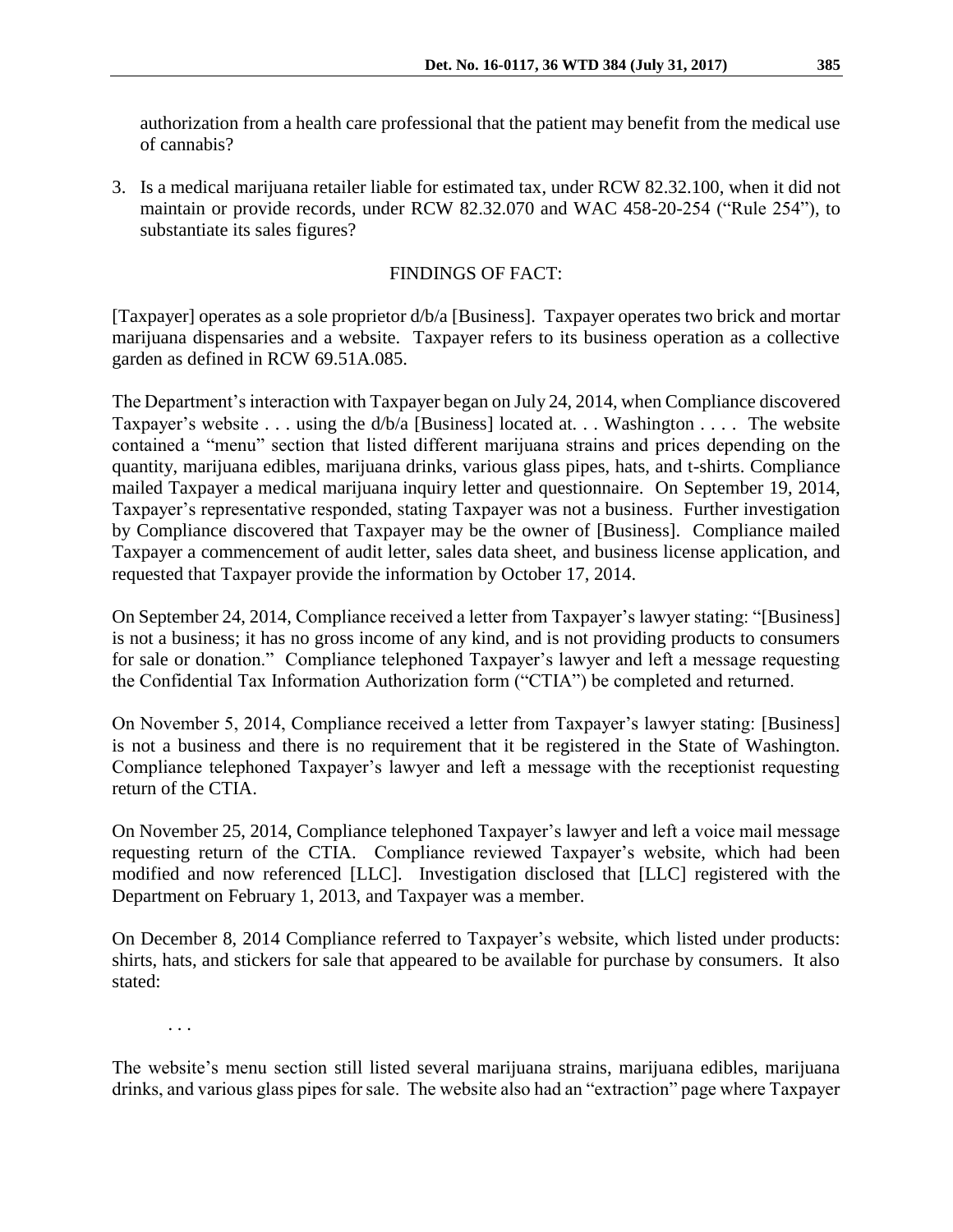authorization from a health care professional that the patient may benefit from the medical use of cannabis?

3. Is a medical marijuana retailer liable for estimated tax, under RCW 82.32.100, when it did not maintain or provide records, under RCW 82.32.070 and WAC 458-20-254 ("Rule 254"), to substantiate its sales figures?

## FINDINGS OF FACT:

[Taxpayer] operates as a sole proprietor d/b/a [Business]. Taxpayer operates two brick and mortar marijuana dispensaries and a website. Taxpayer refers to its business operation as a collective garden as defined in RCW 69.51A.085.

The Department's interaction with Taxpayer began on July 24, 2014, when Compliance discovered Taxpayer's website . . . using the d/b/a [Business] located at. . . Washington . . . . The website contained a "menu" section that listed different marijuana strains and prices depending on the quantity, marijuana edibles, marijuana drinks, various glass pipes, hats, and t-shirts. Compliance mailed Taxpayer a medical marijuana inquiry letter and questionnaire. On September 19, 2014, Taxpayer's representative responded, stating Taxpayer was not a business. Further investigation by Compliance discovered that Taxpayer may be the owner of [Business]. Compliance mailed Taxpayer a commencement of audit letter, sales data sheet, and business license application, and requested that Taxpayer provide the information by October 17, 2014.

On September 24, 2014, Compliance received a letter from Taxpayer's lawyer stating: "[Business] is not a business; it has no gross income of any kind, and is not providing products to consumers for sale or donation." Compliance telephoned Taxpayer's lawyer and left a message requesting the Confidential Tax Information Authorization form ("CTIA") be completed and returned.

On November 5, 2014, Compliance received a letter from Taxpayer's lawyer stating: [Business] is not a business and there is no requirement that it be registered in the State of Washington. Compliance telephoned Taxpayer's lawyer and left a message with the receptionist requesting return of the CTIA.

On November 25, 2014, Compliance telephoned Taxpayer's lawyer and left a voice mail message requesting return of the CTIA. Compliance reviewed Taxpayer's website, which had been modified and now referenced [LLC]. Investigation disclosed that [LLC] registered with the Department on February 1, 2013, and Taxpayer was a member.

On December 8, 2014 Compliance referred to Taxpayer's website, which listed under products: shirts, hats, and stickers for sale that appeared to be available for purchase by consumers. It also stated:

. . .

The website's menu section still listed several marijuana strains, marijuana edibles, marijuana drinks, and various glass pipes for sale. The website also had an "extraction" page where Taxpayer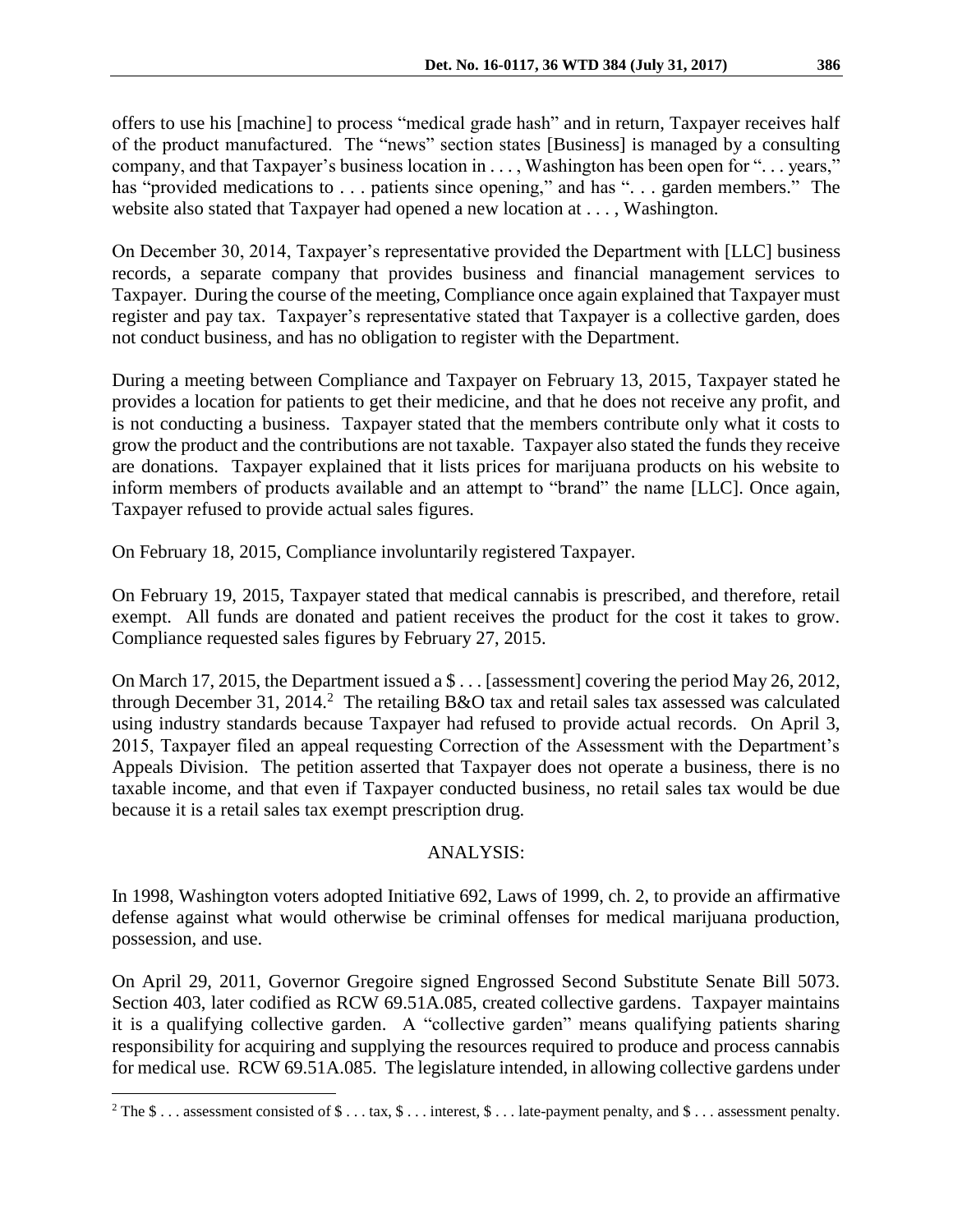offers to use his [machine] to process "medical grade hash" and in return, Taxpayer receives half of the product manufactured. The "news" section states [Business] is managed by a consulting company, and that Taxpayer's business location in . . . , Washington has been open for ". . . years," has "provided medications to . . . patients since opening," and has ". . . garden members." The website also stated that Taxpayer had opened a new location at . . . , Washington.

On December 30, 2014, Taxpayer's representative provided the Department with [LLC] business records, a separate company that provides business and financial management services to Taxpayer. During the course of the meeting, Compliance once again explained that Taxpayer must register and pay tax. Taxpayer's representative stated that Taxpayer is a collective garden, does not conduct business, and has no obligation to register with the Department.

During a meeting between Compliance and Taxpayer on February 13, 2015, Taxpayer stated he provides a location for patients to get their medicine, and that he does not receive any profit, and is not conducting a business. Taxpayer stated that the members contribute only what it costs to grow the product and the contributions are not taxable. Taxpayer also stated the funds they receive are donations. Taxpayer explained that it lists prices for marijuana products on his website to inform members of products available and an attempt to "brand" the name [LLC]. Once again, Taxpayer refused to provide actual sales figures.

On February 18, 2015, Compliance involuntarily registered Taxpayer.

On February 19, 2015, Taxpayer stated that medical cannabis is prescribed, and therefore, retail exempt. All funds are donated and patient receives the product for the cost it takes to grow. Compliance requested sales figures by February 27, 2015.

On March 17, 2015, the Department issued a $ . . . [assessment] covering the period May 26, 2012, through December 31, 2014.[2] The retailing B&O tax and retail sales tax assessed was calculated using industry standards because Taxpayer had refused to provide actual records. On April 3, 2015, Taxpayer filed an appeal requesting Correction of the Assessment with the Department's Appeals Division. The petition asserted that Taxpayer does not operate a business, there is no taxable income, and that even if Taxpayer conducted business, no retail sales tax would be due because it is a retail sales tax exempt prescription drug.

## ANALYSIS:

In 1998, Washington voters adopted Initiative 692, Laws of 1999, ch. 2, to provide an affirmative defense against what would otherwise be criminal offenses for medical marijuana production, possession, and use.

On April 29, 2011, Governor Gregoire signed Engrossed Second Substitute Senate Bill 5073. Section 403, later codified as RCW 69.51A.085, created collective gardens. Taxpayer maintains it is a qualifying collective garden. A "collective garden" means qualifying patients sharing responsibility for acquiring and supplying the resources required to produce and process cannabis for medical use. RCW 69.51A.085. The legislature intended, in allowing collective gardens under

[2] The $ . . . assessment consisted of $ . . . tax, $ . . . interest, $ . . . late-payment penalty, and $ . . . assessment penalty.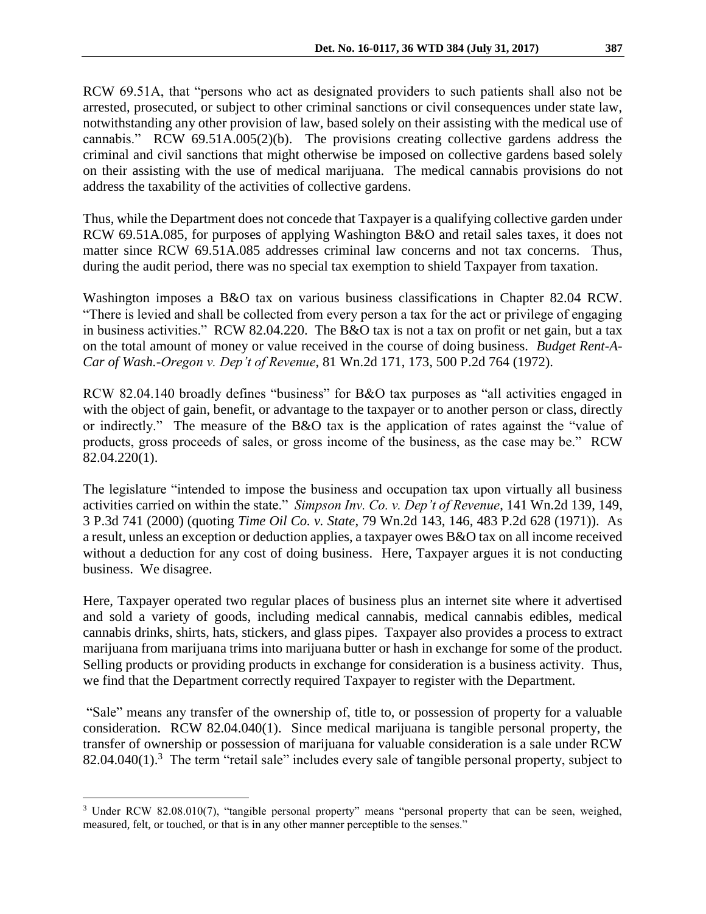RCW 69.51A, that "persons who act as designated providers to such patients shall also not be arrested, prosecuted, or subject to other criminal sanctions or civil consequences under state law, notwithstanding any other provision of law, based solely on their assisting with the medical use of cannabis." RCW 69.51A.005(2)(b). The provisions creating collective gardens address the criminal and civil sanctions that might otherwise be imposed on collective gardens based solely on their assisting with the use of medical marijuana. The medical cannabis provisions do not address the taxability of the activities of collective gardens.

Thus, while the Department does not concede that Taxpayer is a qualifying collective garden under RCW 69.51A.085, for purposes of applying Washington B&O and retail sales taxes, it does not matter since RCW 69.51A.085 addresses criminal law concerns and not tax concerns. Thus, during the audit period, there was no special tax exemption to shield Taxpayer from taxation.

Washington imposes a B&O tax on various business classifications in Chapter 82.04 RCW. "There is levied and shall be collected from every person a tax for the act or privilege of engaging in business activities." RCW 82.04.220. The B&O tax is not a tax on profit or net gain, but a tax on the total amount of money or value received in the course of doing business. *Budget Rent-A-Car of Wash.-Oregon v. Dep't of Revenue*, 81 Wn.2d 171, 173, 500 P.2d 764 (1972).

RCW 82.04.140 broadly defines "business" for B&O tax purposes as "all activities engaged in with the object of gain, benefit, or advantage to the taxpayer or to another person or class, directly or indirectly." The measure of the B&O tax is the application of rates against the "value of products, gross proceeds of sales, or gross income of the business, as the case may be." RCW 82.04.220(1).

The legislature "intended to impose the business and occupation tax upon virtually all business activities carried on within the state." *Simpson Inv. Co. v. Dep't of Revenue*, 141 Wn.2d 139, 149, 3 P.3d 741 (2000) (quoting *Time Oil Co. v. State*, 79 Wn.2d 143, 146, 483 P.2d 628 (1971)). As a result, unless an exception or deduction applies, a taxpayer owes B&O tax on all income received without a deduction for any cost of doing business. Here, Taxpayer argues it is not conducting business. We disagree.

Here, Taxpayer operated two regular places of business plus an internet site where it advertised and sold a variety of goods, including medical cannabis, medical cannabis edibles, medical cannabis drinks, shirts, hats, stickers, and glass pipes. Taxpayer also provides a process to extract marijuana from marijuana trims into marijuana butter or hash in exchange for some of the product. Selling products or providing products in exchange for consideration is a business activity. Thus, we find that the Department correctly required Taxpayer to register with the Department.

"Sale" means any transfer of the ownership of, title to, or possession of property for a valuable consideration. RCW 82.04.040(1). Since medical marijuana is tangible personal property, the transfer of ownership or possession of marijuana for valuable consideration is a sale under RCW 82.04.040(1).[3] The term "retail sale" includes every sale of tangible personal property, subject to

---

[3] Under RCW 82.08.010(7), "tangible personal property" means "personal property that can be seen, weighed, measured, felt, or touched, or that is in any other manner perceptible to the senses."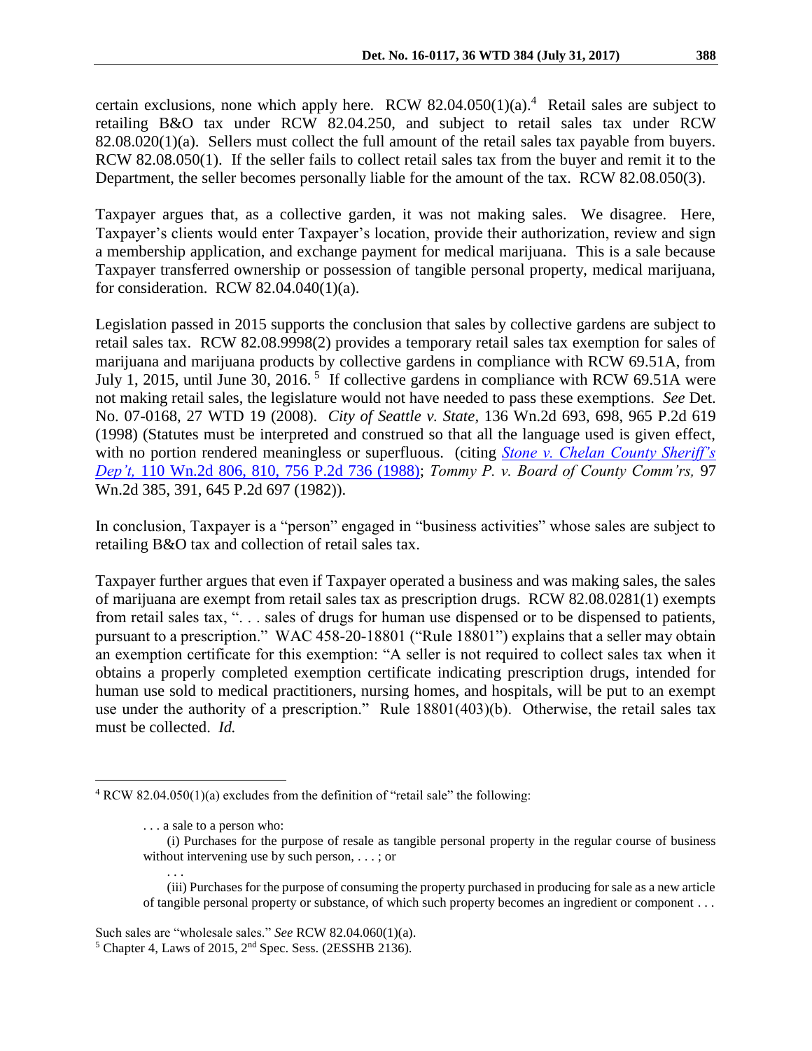certain exclusions, none which apply here. RCW 82.04.050(1)(a).[4] Retail sales are subject to retailing B&O tax under RCW 82.04.250, and subject to retail sales tax under RCW 82.08.020(1)(a). Sellers must collect the full amount of the retail sales tax payable from buyers. RCW 82.08.050(1). If the seller fails to collect retail sales tax from the buyer and remit it to the Department, the seller becomes personally liable for the amount of the tax. RCW 82.08.050(3).

Taxpayer argues that, as a collective garden, it was not making sales. We disagree. Here, Taxpayer's clients would enter Taxpayer's location, provide their authorization, review and sign a membership application, and exchange payment for medical marijuana. This is a sale because Taxpayer transferred ownership or possession of tangible personal property, medical marijuana, for consideration. RCW 82.04.040(1)(a).

Legislation passed in 2015 supports the conclusion that sales by collective gardens are subject to retail sales tax. RCW 82.08.9998(2) provides a temporary retail sales tax exemption for sales of marijuana and marijuana products by collective gardens in compliance with RCW 69.51A, from July 1, 2015, until June 30, 2016.[5] If collective gardens in compliance with RCW 69.51A were not making retail sales, the legislature would not have needed to pass these exemptions. *See* Det. No. 07-0168, 27 WTD 19 (2008). *City of Seattle v. State*, 136 Wn.2d 693, 698, 965 P.2d 619 (1998) (Statutes must be interpreted and construed so that all the language used is given effect, with no portion rendered meaningless or superfluous. (citing *Stone v. Chelan County Sheriff's Dep't*, 110 Wn.2d 806, 810, 756 P.2d 736 (1988); *Tommy P. v. Board of County Comm'rs,* 97 Wn.2d 385, 391, 645 P.2d 697 (1982)).

In conclusion, Taxpayer is a "person" engaged in "business activities" whose sales are subject to retailing B&O tax and collection of retail sales tax.

Taxpayer further argues that even if Taxpayer operated a business and was making sales, the sales of marijuana are exempt from retail sales tax as prescription drugs. RCW 82.08.0281(1) exempts from retail sales tax, ". . . sales of drugs for human use dispensed or to be dispensed to patients, pursuant to a prescription." WAC 458-20-18801 ("Rule 18801") explains that a seller may obtain an exemption certificate for this exemption: "A seller is not required to collect sales tax when it obtains a properly completed exemption certificate indicating prescription drugs, intended for human use sold to medical practitioners, nursing homes, and hospitals, will be put to an exempt use under the authority of a prescription." Rule 18801(403)(b). Otherwise, the retail sales tax must be collected. *Id.*

---

[4] RCW 82.04.050(1)(a) excludes from the definition of "retail sale" the following:

> . . . a sale to a person who:
>
> (i) Purchases for the purpose of resale as tangible personal property in the regular course of business without intervening use by such person, . . . ; or
>
> . . .
>
> (iii) Purchases for the purpose of consuming the property purchased in producing for sale as a new article of tangible personal property or substance, of which such property becomes an ingredient or component . . .

Such sales are "wholesale sales." *See* RCW 82.04.060(1)(a).

[5] Chapter 4, Laws of 2015, 2nd Spec. Sess. (2ESSHB 2136).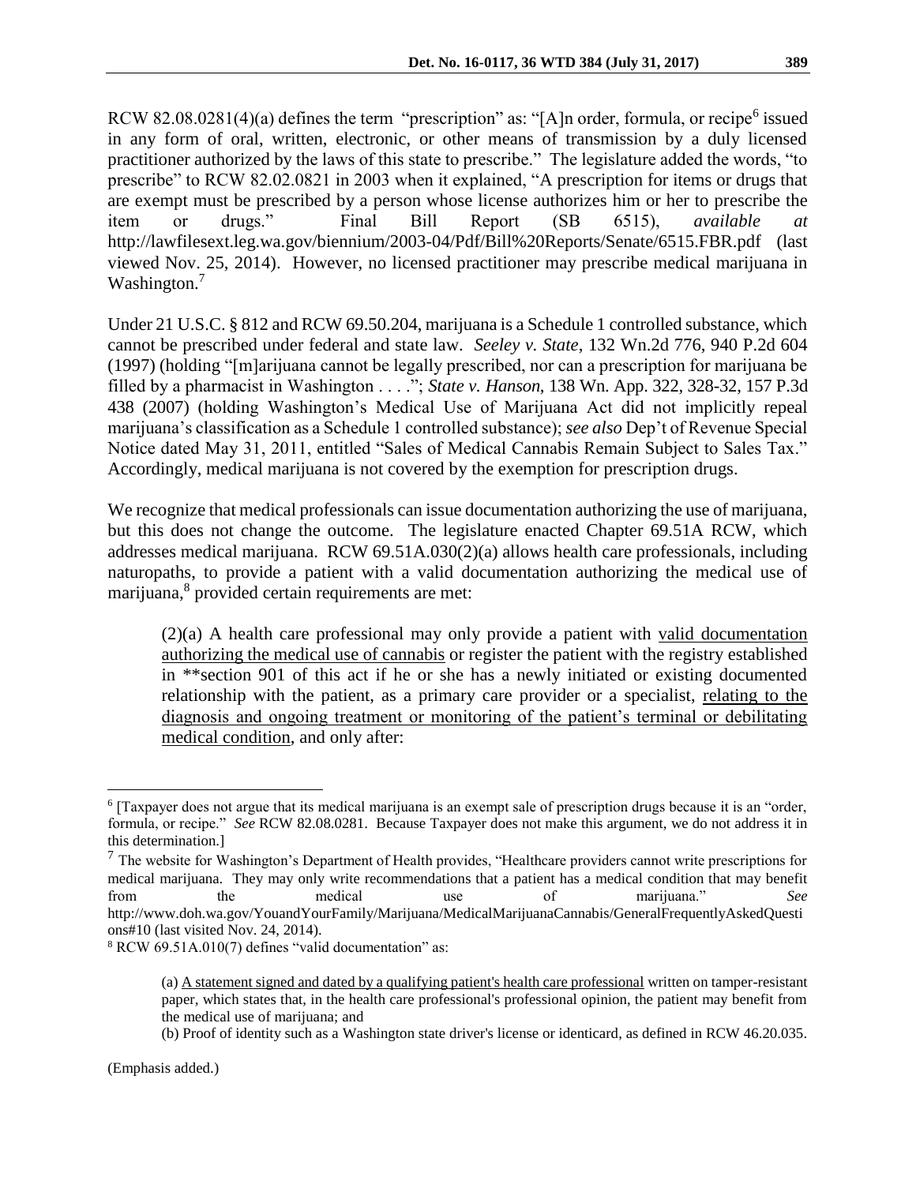RCW 82.08.0281(4)(a) defines the term "prescription" as: "[A]n order, formula, or recipe[6] issued in any form of oral, written, electronic, or other means of transmission by a duly licensed practitioner authorized by the laws of this state to prescribe." The legislature added the words, "to prescribe" to RCW 82.02.0821 in 2003 when it explained, "A prescription for items or drugs that are exempt must be prescribed by a person whose license authorizes him or her to prescribe the item or drugs." Final Bill Report (SB 6515), *available at* http://lawfilesext.leg.wa.gov/biennium/2003-04/Pdf/Bill%20Reports/Senate/6515.FBR.pdf (last viewed Nov. 25, 2014). However, no licensed practitioner may prescribe medical marijuana in Washington.[7]

Under 21 U.S.C. § 812 and RCW 69.50.204, marijuana is a Schedule 1 controlled substance, which cannot be prescribed under federal and state law. *Seeley v. State*, 132 Wn.2d 776, 940 P.2d 604 (1997) (holding "[m]arijuana cannot be legally prescribed, nor can a prescription for marijuana be filled by a pharmacist in Washington . . . ."; *State v. Hanson*, 138 Wn. App. 322, 328-32, 157 P.3d 438 (2007) (holding Washington's Medical Use of Marijuana Act did not implicitly repeal marijuana's classification as a Schedule 1 controlled substance); *see also* Dep't of Revenue Special Notice dated May 31, 2011, entitled "Sales of Medical Cannabis Remain Subject to Sales Tax." Accordingly, medical marijuana is not covered by the exemption for prescription drugs.

We recognize that medical professionals can issue documentation authorizing the use of marijuana, but this does not change the outcome. The legislature enacted Chapter 69.51A RCW, which addresses medical marijuana. RCW 69.51A.030(2)(a) allows health care professionals, including naturopaths, to provide a patient with a valid documentation authorizing the medical use of marijuana,[8] provided certain requirements are met:

> (2)(a) A health care professional may only provide a patient with <u>valid documentation authorizing the medical use of cannabis</u> or register the patient with the registry established in **section 901 of this act if he or she has a newly initiated or existing documented relationship with the patient, as a primary care provider or a specialist, <u>relating to the diagnosis and ongoing treatment or monitoring of the patient's terminal or debilitating medical condition</u>, and only after:

---

[6] [Taxpayer does not argue that its medical marijuana is an exempt sale of prescription drugs because it is an "order, formula, or recipe." *See* RCW 82.08.0281. Because Taxpayer does not make this argument, we do not address it in this determination.]

[7] The website for Washington's Department of Health provides, "Healthcare providers cannot write prescriptions for medical marijuana. They may only write recommendations that a patient has a medical condition that may benefit from the medical use of marijuana." *See* http://www.doh.wa.gov/YouandYourFamily/Marijuana/MedicalMarijuanaCannabis/GeneralFrequentlyAskedQuestions#10 (last visited Nov. 24, 2014).

[8] RCW 69.51A.010(7) defines "valid documentation" as:

> (a) <u>A statement signed and dated by a qualifying patient's health care professional</u> written on tamper-resistant paper, which states that, in the health care professional's professional opinion, the patient may benefit from the medical use of marijuana; and
>
> (b) Proof of identity such as a Washington state driver's license or identicard, as defined in RCW 46.20.035.

(Emphasis added.)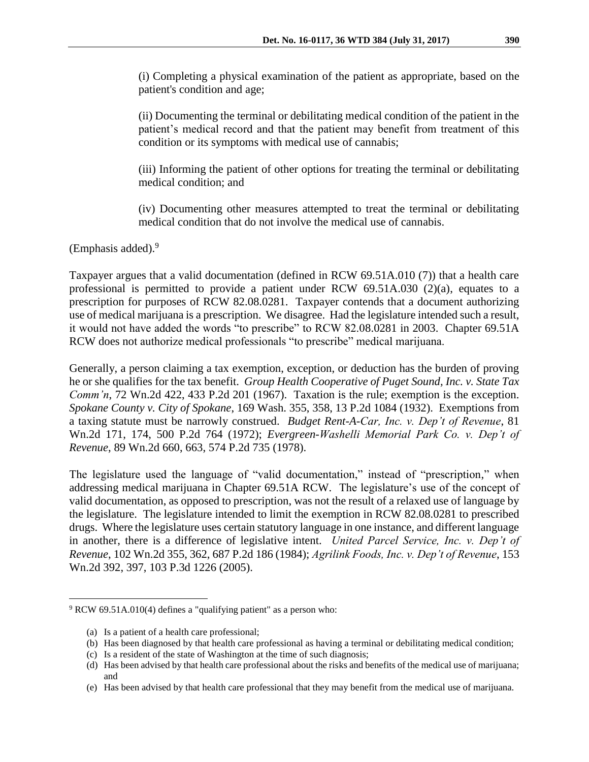> (i) Completing a physical examination of the patient as appropriate, based on the patient's condition and age;
>
> (ii) Documenting the terminal or debilitating medical condition of the patient in the patient's medical record and that the patient may benefit from treatment of this condition or its symptoms with medical use of cannabis;
>
> (iii) Informing the patient of other options for treating the terminal or debilitating medical condition; and
>
> (iv) Documenting other measures attempted to treat the terminal or debilitating medical condition that do not involve the medical use of cannabis.

(Emphasis added).[9]

Taxpayer argues that a valid documentation (defined in RCW 69.51A.010 (7)) that a health care professional is permitted to provide a patient under RCW 69.51A.030 (2)(a), equates to a prescription for purposes of RCW 82.08.0281. Taxpayer contends that a document authorizing use of medical marijuana is a prescription. We disagree. Had the legislature intended such a result, it would not have added the words "to prescribe" to RCW 82.08.0281 in 2003. Chapter 69.51A RCW does not authorize medical professionals "to prescribe" medical marijuana.

Generally, a person claiming a tax exemption, exception, or deduction has the burden of proving he or she qualifies for the tax benefit. *Group Health Cooperative of Puget Sound, Inc. v. State Tax Comm'n*, 72 Wn.2d 422, 433 P.2d 201 (1967). Taxation is the rule; exemption is the exception. *Spokane County v. City of Spokane*, 169 Wash. 355, 358, 13 P.2d 1084 (1932). Exemptions from a taxing statute must be narrowly construed. *Budget Rent-A-Car, Inc. v. Dep't of Revenue*, 81 Wn.2d 171, 174, 500 P.2d 764 (1972); *Evergreen-Washelli Memorial Park Co. v. Dep't of Revenue*, 89 Wn.2d 660, 663, 574 P.2d 735 (1978).

The legislature used the language of "valid documentation," instead of "prescription," when addressing medical marijuana in Chapter 69.51A RCW. The legislature's use of the concept of valid documentation, as opposed to prescription, was not the result of a relaxed use of language by the legislature. The legislature intended to limit the exemption in RCW 82.08.0281 to prescribed drugs. Where the legislature uses certain statutory language in one instance, and different language in another, there is a difference of legislative intent. *United Parcel Service, Inc. v. Dep't of Revenue*, 102 Wn.2d 355, 362, 687 P.2d 186 (1984); *Agrilink Foods, Inc. v. Dep't of Revenue*, 153 Wn.2d 392, 397, 103 P.3d 1226 (2005).

---

[9] RCW 69.51A.010(4) defines a "qualifying patient" as a person who:

(a) Is a patient of a health care professional;
(b) Has been diagnosed by that health care professional as having a terminal or debilitating medical condition;
(c) Is a resident of the state of Washington at the time of such diagnosis;
(d) Has been advised by that health care professional about the risks and benefits of the medical use of marijuana; and
(e) Has been advised by that health care professional that they may benefit from the medical use of marijuana.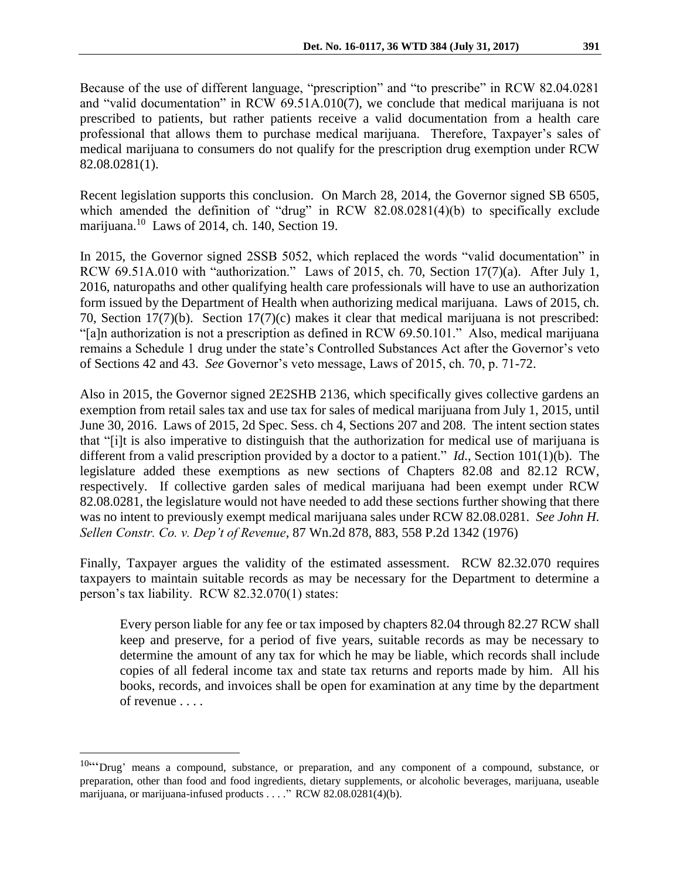Because of the use of different language, "prescription" and "to prescribe" in RCW 82.04.0281 and "valid documentation" in RCW 69.51A.010(7), we conclude that medical marijuana is not prescribed to patients, but rather patients receive a valid documentation from a health care professional that allows them to purchase medical marijuana. Therefore, Taxpayer's sales of medical marijuana to consumers do not qualify for the prescription drug exemption under RCW 82.08.0281(1).

Recent legislation supports this conclusion. On March 28, 2014, the Governor signed SB 6505, which amended the definition of "drug" in RCW 82.08.0281(4)(b) to specifically exclude marijuana.[10] Laws of 2014, ch. 140, Section 19.

In 2015, the Governor signed 2SSB 5052, which replaced the words "valid documentation" in RCW 69.51A.010 with "authorization." Laws of 2015, ch. 70, Section 17(7)(a). After July 1, 2016, naturopaths and other qualifying health care professionals will have to use an authorization form issued by the Department of Health when authorizing medical marijuana. Laws of 2015, ch. 70, Section 17(7)(b). Section 17(7)(c) makes it clear that medical marijuana is not prescribed: "[a]n authorization is not a prescription as defined in RCW 69.50.101." Also, medical marijuana remains a Schedule 1 drug under the state's Controlled Substances Act after the Governor's veto of Sections 42 and 43. *See* Governor's veto message, Laws of 2015, ch. 70, p. 71-72.

Also in 2015, the Governor signed 2E2SHB 2136, which specifically gives collective gardens an exemption from retail sales tax and use tax for sales of medical marijuana from July 1, 2015, until June 30, 2016. Laws of 2015, 2d Spec. Sess. ch 4, Sections 207 and 208. The intent section states that "[i]t is also imperative to distinguish that the authorization for medical use of marijuana is different from a valid prescription provided by a doctor to a patient." *Id*., Section 101(1)(b). The legislature added these exemptions as new sections of Chapters 82.08 and 82.12 RCW, respectively. If collective garden sales of medical marijuana had been exempt under RCW 82.08.0281, the legislature would not have needed to add these sections further showing that there was no intent to previously exempt medical marijuana sales under RCW 82.08.0281. *See John H. Sellen Constr. Co. v. Dep't of Revenue*, 87 Wn.2d 878, 883, 558 P.2d 1342 (1976)

Finally, Taxpayer argues the validity of the estimated assessment. RCW 82.32.070 requires taxpayers to maintain suitable records as may be necessary for the Department to determine a person's tax liability. RCW 82.32.070(1) states:

> Every person liable for any fee or tax imposed by chapters 82.04 through 82.27 RCW shall keep and preserve, for a period of five years, suitable records as may be necessary to determine the amount of any tax for which he may be liable, which records shall include copies of all federal income tax and state tax returns and reports made by him. All his books, records, and invoices shall be open for examination at any time by the department of revenue . . . .

---

[10] "'Drug' means a compound, substance, or preparation, and any component of a compound, substance, or preparation, other than food and food ingredients, dietary supplements, or alcoholic beverages, marijuana, useable marijuana, or marijuana-infused products . . . ." RCW 82.08.0281(4)(b).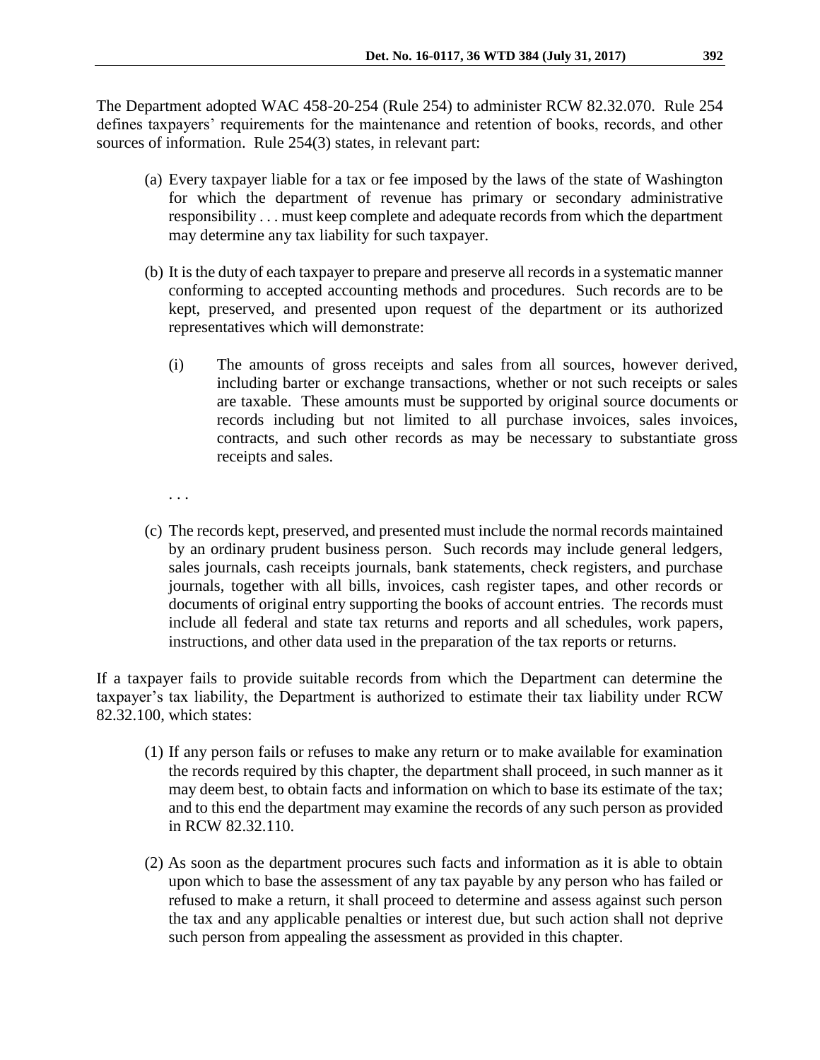The Department adopted WAC 458-20-254 (Rule 254) to administer RCW 82.32.070. Rule 254 defines taxpayers' requirements for the maintenance and retention of books, records, and other sources of information. Rule 254(3) states, in relevant part:

> (a) Every taxpayer liable for a tax or fee imposed by the laws of the state of Washington for which the department of revenue has primary or secondary administrative responsibility . . . must keep complete and adequate records from which the department may determine any tax liability for such taxpayer.
>
> (b) It is the duty of each taxpayer to prepare and preserve all records in a systematic manner conforming to accepted accounting methods and procedures. Such records are to be kept, preserved, and presented upon request of the department or its authorized representatives which will demonstrate:
>
> > (i) The amounts of gross receipts and sales from all sources, however derived, including barter or exchange transactions, whether or not such receipts or sales are taxable. These amounts must be supported by original source documents or records including but not limited to all purchase invoices, sales invoices, contracts, and such other records as may be necessary to substantiate gross receipts and sales.
>
> . . .
>
> (c) The records kept, preserved, and presented must include the normal records maintained by an ordinary prudent business person. Such records may include general ledgers, sales journals, cash receipts journals, bank statements, check registers, and purchase journals, together with all bills, invoices, cash register tapes, and other records or documents of original entry supporting the books of account entries. The records must include all federal and state tax returns and reports and all schedules, work papers, instructions, and other data used in the preparation of the tax reports or returns.

If a taxpayer fails to provide suitable records from which the Department can determine the taxpayer's tax liability, the Department is authorized to estimate their tax liability under RCW 82.32.100, which states:

> (1) If any person fails or refuses to make any return or to make available for examination the records required by this chapter, the department shall proceed, in such manner as it may deem best, to obtain facts and information on which to base its estimate of the tax; and to this end the department may examine the records of any such person as provided in RCW 82.32.110.
>
> (2) As soon as the department procures such facts and information as it is able to obtain upon which to base the assessment of any tax payable by any person who has failed or refused to make a return, it shall proceed to determine and assess against such person the tax and any applicable penalties or interest due, but such action shall not deprive such person from appealing the assessment as provided in this chapter.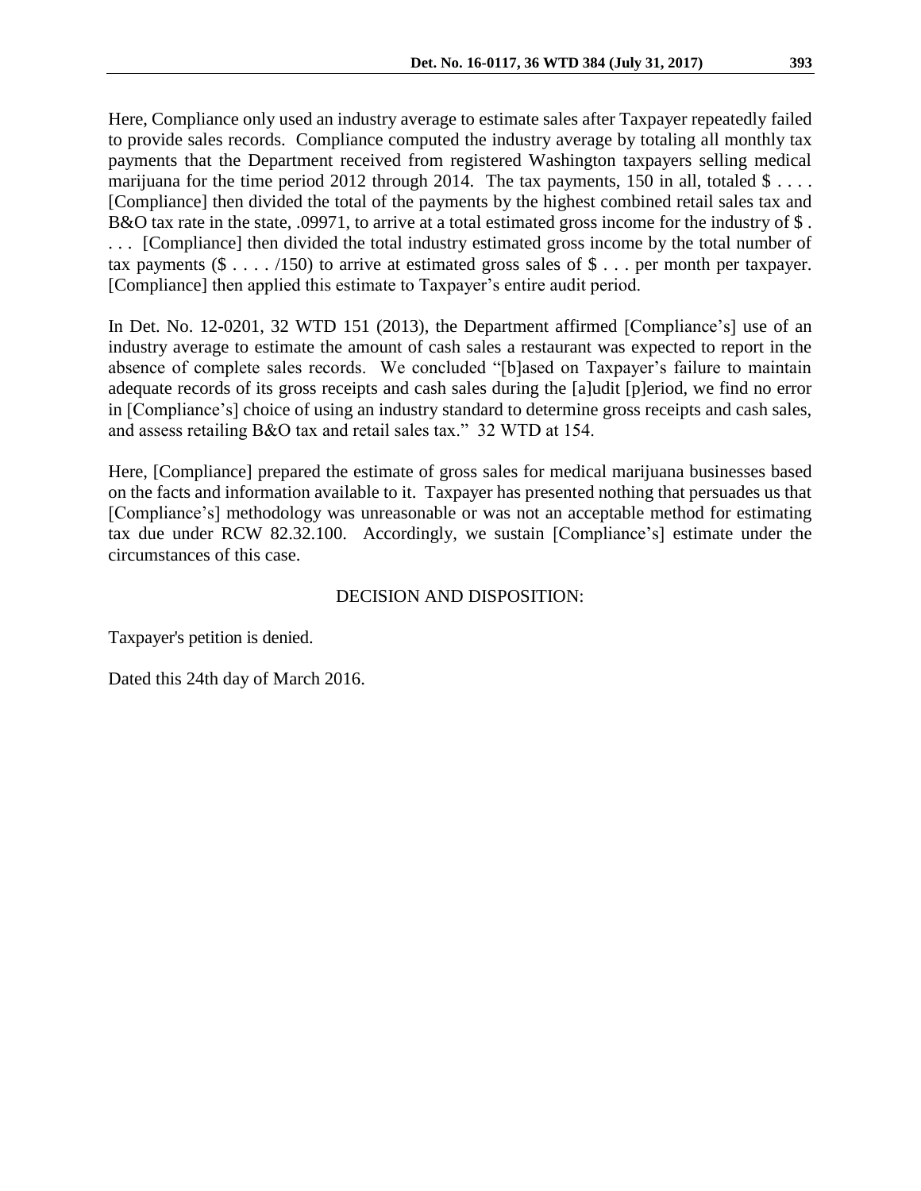Here, Compliance only used an industry average to estimate sales after Taxpayer repeatedly failed to provide sales records. Compliance computed the industry average by totaling all monthly tax payments that the Department received from registered Washington taxpayers selling medical marijuana for the time period 2012 through 2014. The tax payments, 150 in all, totaled \$ . . . . [Compliance] then divided the total of the payments by the highest combined retail sales tax and B&O tax rate in the state, .09971, to arrive at a total estimated gross income for the industry of \$ . . . . [Compliance] then divided the total industry estimated gross income by the total number of tax payments (\$ . . . . /150) to arrive at estimated gross sales of \$ . . . per month per taxpayer. [Compliance] then applied this estimate to Taxpayer's entire audit period.

In Det. No. 12-0201, 32 WTD 151 (2013), the Department affirmed [Compliance's] use of an industry average to estimate the amount of cash sales a restaurant was expected to report in the absence of complete sales records. We concluded "[b]ased on Taxpayer's failure to maintain adequate records of its gross receipts and cash sales during the [a]udit [p]eriod, we find no error in [Compliance's] choice of using an industry standard to determine gross receipts and cash sales, and assess retailing B&O tax and retail sales tax." 32 WTD at 154.

Here, [Compliance] prepared the estimate of gross sales for medical marijuana businesses based on the facts and information available to it. Taxpayer has presented nothing that persuades us that [Compliance's] methodology was unreasonable or was not an acceptable method for estimating tax due under RCW 82.32.100. Accordingly, we sustain [Compliance's] estimate under the circumstances of this case.

## DECISION AND DISPOSITION:

Taxpayer's petition is denied.

Dated this 24th day of March 2016.